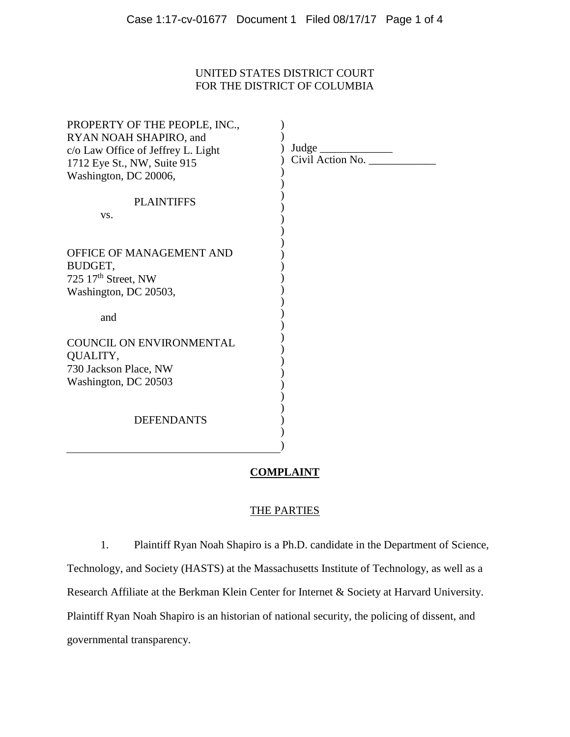UNITED STATES DISTRICT COURT
FOR THE DISTRICT OF COLUMBIA

PROPERTY OF THE PEOPLE, INC.,
RYAN NOAH SHAPIRO, and
c/o Law Office of Jeffrey L. Light
1712 Eye St., NW, Suite 915
Washington, DC 20006,

PLAINTIFFS

vs.

OFFICE OF MANAGEMENT AND BUDGET,
725 17th Street, NW
Washington, DC 20503,

and

COUNCIL ON ENVIRONMENTAL QUALITY,
730 Jackson Place, NW
Washington, DC 20503

DEFENDANTS

Judge \_\_\_\_\_\_\_\_\_\_\_\_\_
Civil Action No. \_\_\_\_\_\_\_\_\_\_\_\_

# COMPLAINT

## THE PARTIES

1. Plaintiff Ryan Noah Shapiro is a Ph.D. candidate in the Department of Science, Technology, and Society (HASTS) at the Massachusetts Institute of Technology, as well as a Research Affiliate at the Berkman Klein Center for Internet & Society at Harvard University. Plaintiff Ryan Noah Shapiro is an historian of national security, the policing of dissent, and governmental transparency.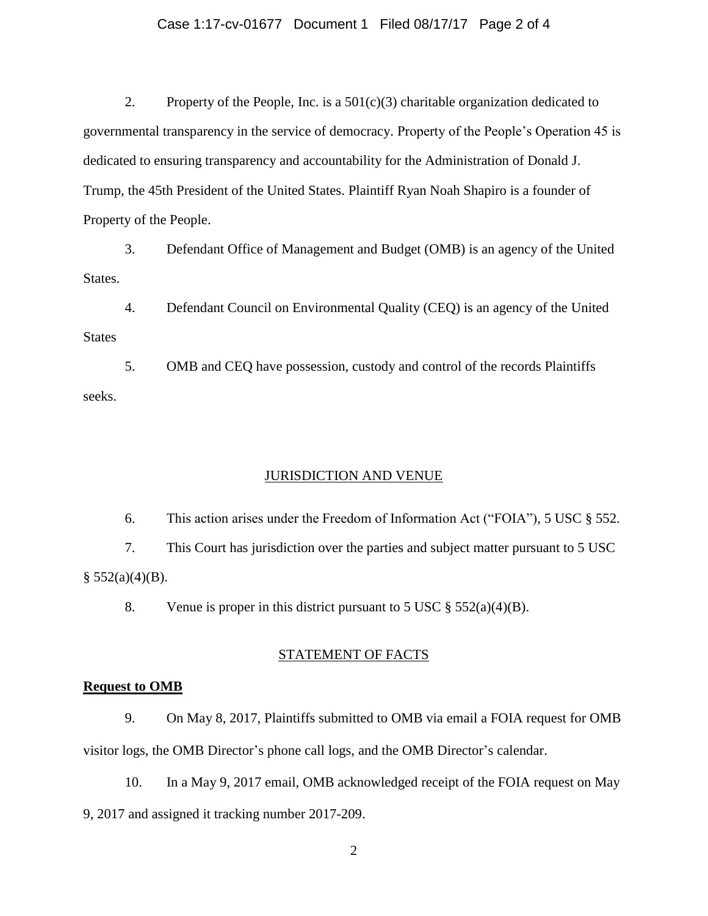2. Property of the People, Inc. is a 501(c)(3) charitable organization dedicated to governmental transparency in the service of democracy. Property of the People's Operation 45 is dedicated to ensuring transparency and accountability for the Administration of Donald J. Trump, the 45th President of the United States. Plaintiff Ryan Noah Shapiro is a founder of Property of the People.

3. Defendant Office of Management and Budget (OMB) is an agency of the United States.

4. Defendant Council on Environmental Quality (CEQ) is an agency of the United States

5. OMB and CEQ have possession, custody and control of the records Plaintiffs seeks.

## JURISDICTION AND VENUE

6. This action arises under the Freedom of Information Act ("FOIA"), 5 USC § 552.

7. This Court has jurisdiction over the parties and subject matter pursuant to 5 USC § 552(a)(4)(B).

8. Venue is proper in this district pursuant to 5 USC § 552(a)(4)(B).

## STATEMENT OF FACTS

### Request to OMB

9. On May 8, 2017, Plaintiffs submitted to OMB via email a FOIA request for OMB visitor logs, the OMB Director's phone call logs, and the OMB Director's calendar.

10. In a May 9, 2017 email, OMB acknowledged receipt of the FOIA request on May 9, 2017 and assigned it tracking number 2017-209.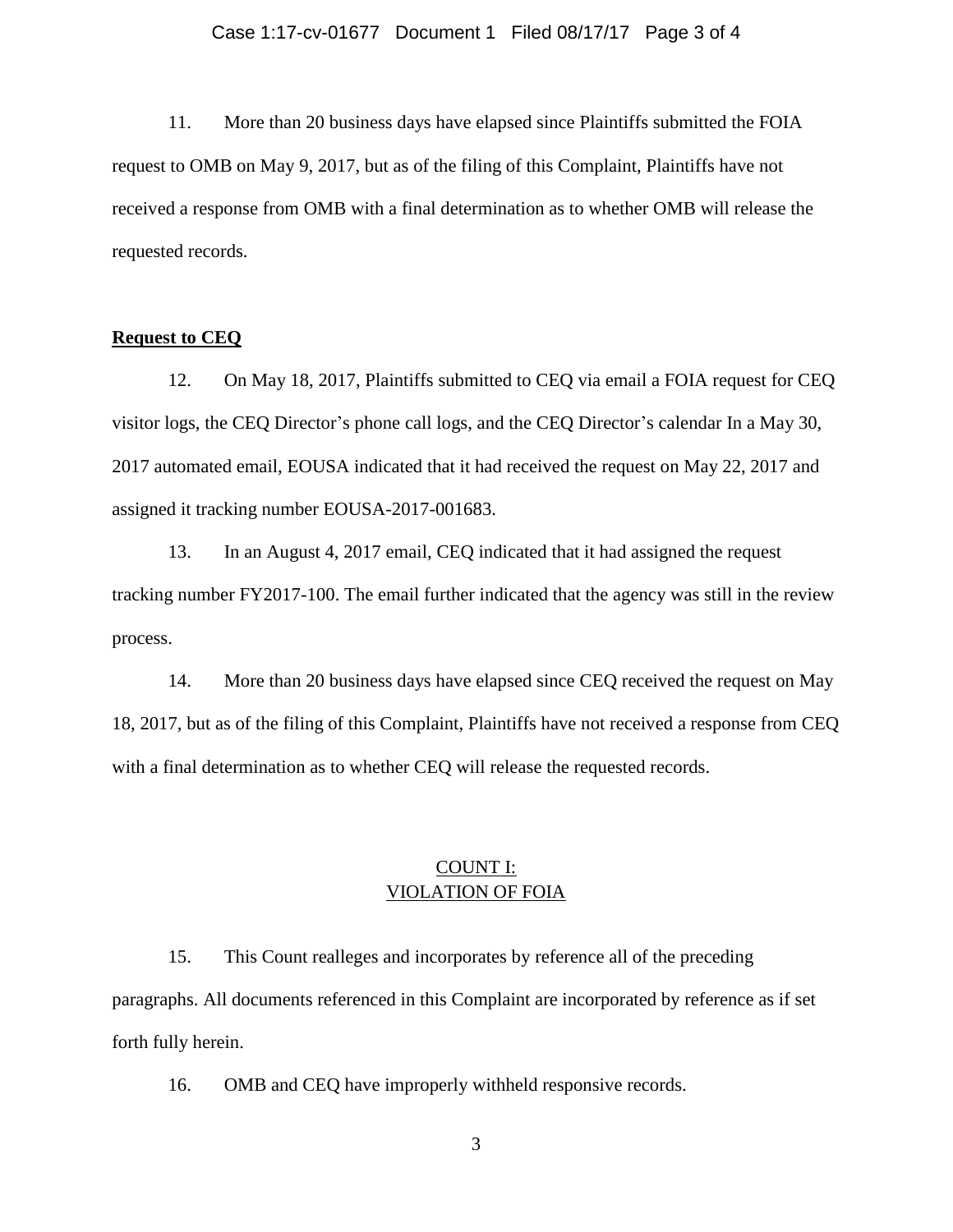11. More than 20 business days have elapsed since Plaintiffs submitted the FOIA request to OMB on May 9, 2017, but as of the filing of this Complaint, Plaintiffs have not received a response from OMB with a final determination as to whether OMB will release the requested records.

**Request to CEQ**

12. On May 18, 2017, Plaintiffs submitted to CEQ via email a FOIA request for CEQ visitor logs, the CEQ Director's phone call logs, and the CEQ Director's calendar In a May 30, 2017 automated email, EOUSA indicated that it had received the request on May 22, 2017 and assigned it tracking number EOUSA-2017-001683.

13. In an August 4, 2017 email, CEQ indicated that it had assigned the request tracking number FY2017-100. The email further indicated that the agency was still in the review process.

14. More than 20 business days have elapsed since CEQ received the request on May 18, 2017, but as of the filing of this Complaint, Plaintiffs have not received a response from CEQ with a final determination as to whether CEQ will release the requested records.

## COUNT I: VIOLATION OF FOIA

15. This Count realleges and incorporates by reference all of the preceding paragraphs. All documents referenced in this Complaint are incorporated by reference as if set forth fully herein.

16. OMB and CEQ have improperly withheld responsive records.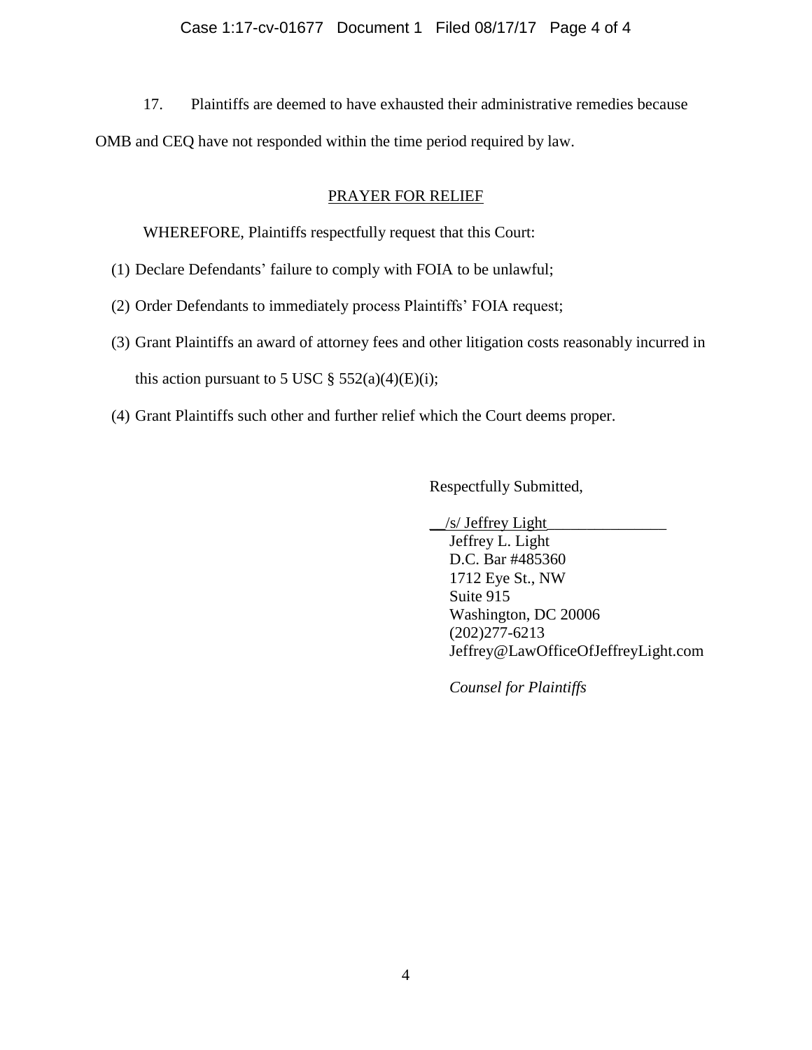17. Plaintiffs are deemed to have exhausted their administrative remedies because OMB and CEQ have not responded within the time period required by law.

## PRAYER FOR RELIEF

WHEREFORE, Plaintiffs respectfully request that this Court:

(1) Declare Defendants' failure to comply with FOIA to be unlawful;

(2) Order Defendants to immediately process Plaintiffs' FOIA request;

(3) Grant Plaintiffs an award of attorney fees and other litigation costs reasonably incurred in this action pursuant to 5 USC § 552(a)(4)(E)(i);

(4) Grant Plaintiffs such other and further relief which the Court deems proper.

Respectfully Submitted,

/s/ Jeffrey Light
Jeffrey L. Light
D.C. Bar #485360
1712 Eye St., NW
Suite 915
Washington, DC 20006
(202)277-6213
Jeffrey@LawOfficeOfJeffreyLight.com

*Counsel for Plaintiffs*